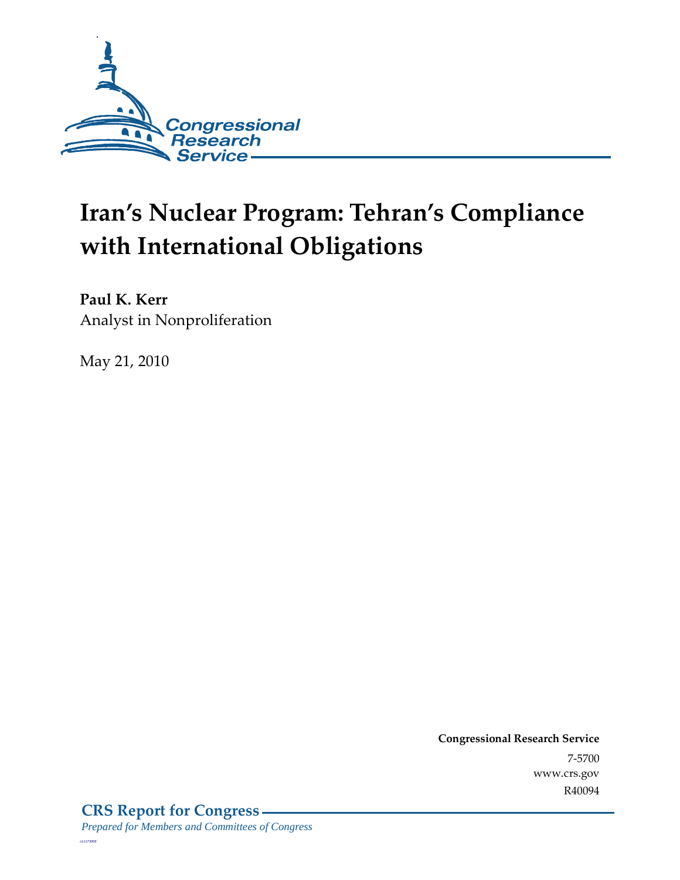Congressional Research Service

# Iran's Nuclear Program: Tehran's Compliance with International Obligations

**Paul K. Kerr**
Analyst in Nonproliferation

May 21, 2010

**Congressional Research Service**
7-5700
www.crs.gov
R40094

**CRS Report for Congress**
*Prepared for Members and Committees of Congress*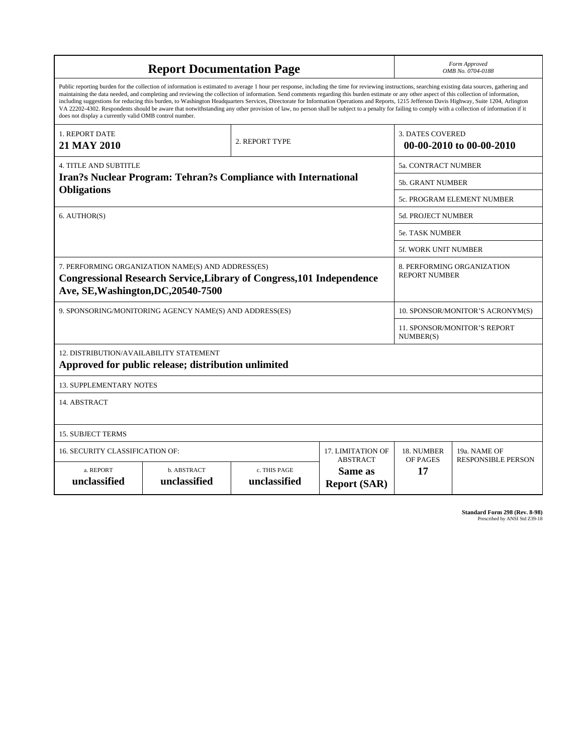# Report Documentation Page

*Form Approved*
*OMB No. 0704-0188*

Public reporting burden for the collection of information is estimated to average 1 hour per response, including the time for reviewing instructions, searching existing data sources, gathering and maintaining the data needed, and completing and reviewing the collection of information. Send comments regarding this burden estimate or any other aspect of this collection of information, including suggestions for reducing this burden, to Washington Headquarters Services, Directorate for Information Operations and Reports, 1215 Jefferson Davis Highway, Suite 1204, Arlington VA 22202-4302. Respondents should be aware that notwithstanding any other provision of law, no person shall be subject to a penalty for failing to comply with a collection of information if it does not display a currently valid OMB control number.

| 1. REPORT DATE | 2. REPORT TYPE | 3. DATES COVERED |
|---|---|---|
| **21 MAY 2010** | | **00-00-2010 to 00-00-2010** |

| 4. TITLE AND SUBTITLE | |
|---|---|
| **Iran?s Nuclear Program: Tehran?s Compliance with International Obligations** | 5a. CONTRACT NUMBER |
| | 5b. GRANT NUMBER |
| | 5c. PROGRAM ELEMENT NUMBER |
| 6. AUTHOR(S) | 5d. PROJECT NUMBER |
| | 5e. TASK NUMBER |
| | 5f. WORK UNIT NUMBER |
| 7. PERFORMING ORGANIZATION NAME(S) AND ADDRESS(ES) **Congressional Research Service,Library of Congress,101 Independence Ave, SE,Washington,DC,20540-7500** | 8. PERFORMING ORGANIZATION REPORT NUMBER |
| 9. SPONSORING/MONITORING AGENCY NAME(S) AND ADDRESS(ES) | 10. SPONSOR/MONITOR'S ACRONYM(S) |
| | 11. SPONSOR/MONITOR'S REPORT NUMBER(S) |

12. DISTRIBUTION/AVAILABILITY STATEMENT
**Approved for public release; distribution unlimited**

13. SUPPLEMENTARY NOTES

14. ABSTRACT

15. SUBJECT TERMS

| 16. SECURITY CLASSIFICATION OF: | | | 17. LIMITATION OF ABSTRACT | 18. NUMBER OF PAGES | 19a. NAME OF RESPONSIBLE PERSON |
|---|---|---|---|---|---|
| a. REPORT | b. ABSTRACT | c. THIS PAGE | | | |
| **unclassified** | **unclassified** | **unclassified** | **Same as Report (SAR)** | **17** | |

**Standard Form 298 (Rev. 8-98)**
Prescribed by ANSI Std Z39-18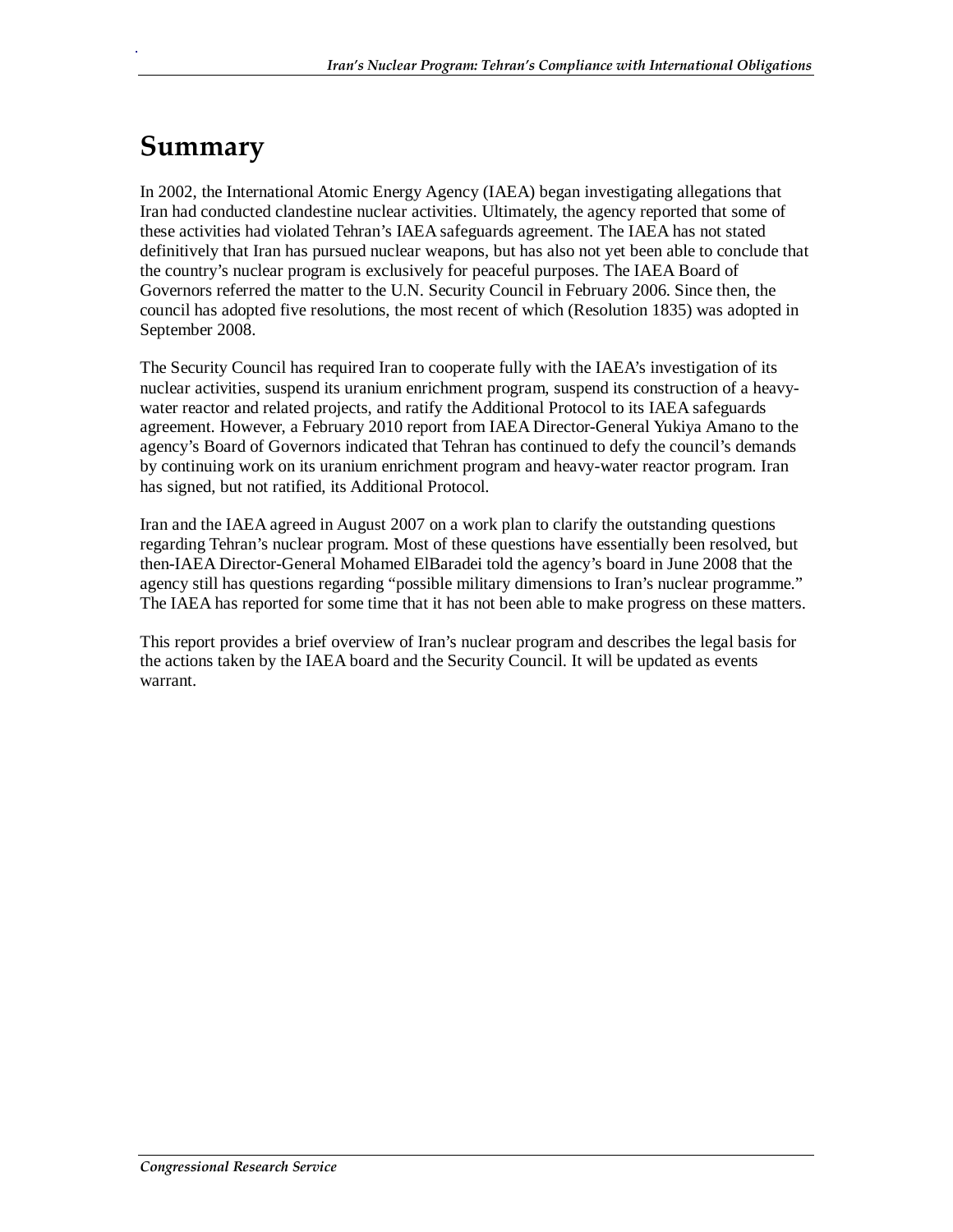# Summary

In 2002, the International Atomic Energy Agency (IAEA) began investigating allegations that Iran had conducted clandestine nuclear activities. Ultimately, the agency reported that some of these activities had violated Tehran's IAEA safeguards agreement. The IAEA has not stated definitively that Iran has pursued nuclear weapons, but has also not yet been able to conclude that the country's nuclear program is exclusively for peaceful purposes. The IAEA Board of Governors referred the matter to the U.N. Security Council in February 2006. Since then, the council has adopted five resolutions, the most recent of which (Resolution 1835) was adopted in September 2008.

The Security Council has required Iran to cooperate fully with the IAEA's investigation of its nuclear activities, suspend its uranium enrichment program, suspend its construction of a heavy-water reactor and related projects, and ratify the Additional Protocol to its IAEA safeguards agreement. However, a February 2010 report from IAEA Director-General Yukiya Amano to the agency's Board of Governors indicated that Tehran has continued to defy the council's demands by continuing work on its uranium enrichment program and heavy-water reactor program. Iran has signed, but not ratified, its Additional Protocol.

Iran and the IAEA agreed in August 2007 on a work plan to clarify the outstanding questions regarding Tehran's nuclear program. Most of these questions have essentially been resolved, but then-IAEA Director-General Mohamed ElBaradei told the agency's board in June 2008 that the agency still has questions regarding "possible military dimensions to Iran's nuclear programme." The IAEA has reported for some time that it has not been able to make progress on these matters.

This report provides a brief overview of Iran's nuclear program and describes the legal basis for the actions taken by the IAEA board and the Security Council. It will be updated as events warrant.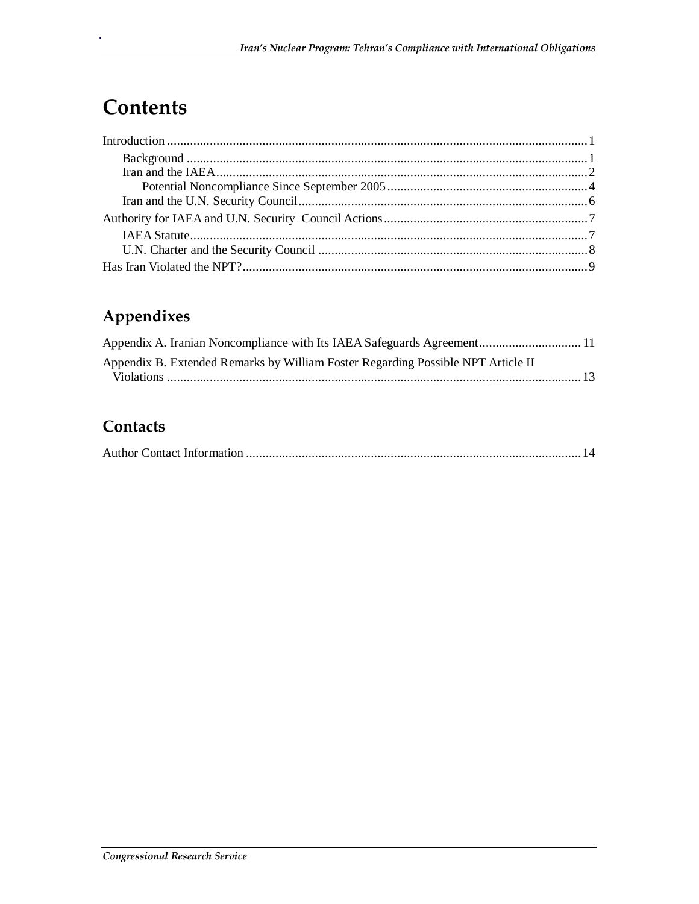# Contents

Introduction ..... 1
  Background ..... 1
  Iran and the IAEA ..... 2
    Potential Noncompliance Since September 2005 ..... 4
  Iran and the U.N. Security Council ..... 6
Authority for IAEA and U.N. Security Council Actions ..... 7
  IAEA Statute ..... 7
  U.N. Charter and the Security Council ..... 8
Has Iran Violated the NPT? ..... 9

## Appendixes

Appendix A. Iranian Noncompliance with Its IAEA Safeguards Agreement ..... 11
Appendix B. Extended Remarks by William Foster Regarding Possible NPT Article II Violations ..... 13

## Contacts

Author Contact Information ..... 14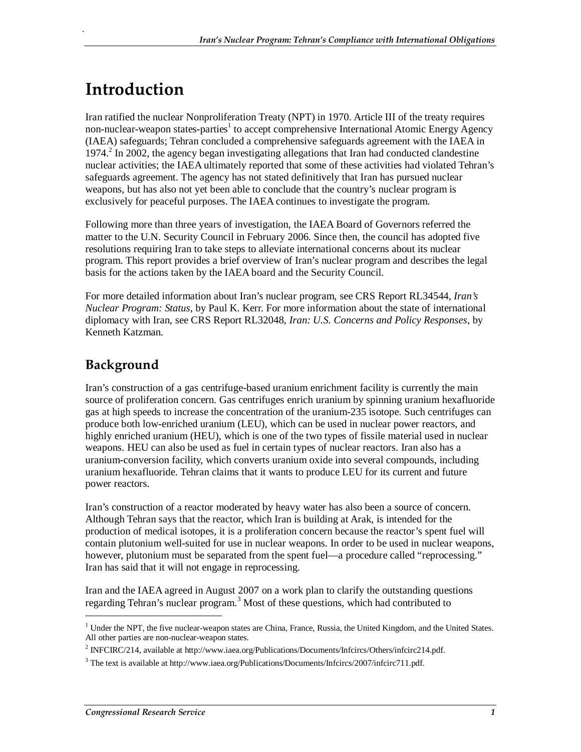# Introduction

Iran ratified the nuclear Nonproliferation Treaty (NPT) in 1970. Article III of the treaty requires non-nuclear-weapon states-parties[1] to accept comprehensive International Atomic Energy Agency (IAEA) safeguards; Tehran concluded a comprehensive safeguards agreement with the IAEA in 1974.[2] In 2002, the agency began investigating allegations that Iran had conducted clandestine nuclear activities; the IAEA ultimately reported that some of these activities had violated Tehran's safeguards agreement. The agency has not stated definitively that Iran has pursued nuclear weapons, but has also not yet been able to conclude that the country's nuclear program is exclusively for peaceful purposes. The IAEA continues to investigate the program.

Following more than three years of investigation, the IAEA Board of Governors referred the matter to the U.N. Security Council in February 2006. Since then, the council has adopted five resolutions requiring Iran to take steps to alleviate international concerns about its nuclear program. This report provides a brief overview of Iran's nuclear program and describes the legal basis for the actions taken by the IAEA board and the Security Council.

For more detailed information about Iran's nuclear program, see CRS Report RL34544, *Iran's Nuclear Program: Status*, by Paul K. Kerr. For more information about the state of international diplomacy with Iran, see CRS Report RL32048, *Iran: U.S. Concerns and Policy Responses*, by Kenneth Katzman.

## Background

Iran's construction of a gas centrifuge-based uranium enrichment facility is currently the main source of proliferation concern. Gas centrifuges enrich uranium by spinning uranium hexafluoride gas at high speeds to increase the concentration of the uranium-235 isotope. Such centrifuges can produce both low-enriched uranium (LEU), which can be used in nuclear power reactors, and highly enriched uranium (HEU), which is one of the two types of fissile material used in nuclear weapons. HEU can also be used as fuel in certain types of nuclear reactors. Iran also has a uranium-conversion facility, which converts uranium oxide into several compounds, including uranium hexafluoride. Tehran claims that it wants to produce LEU for its current and future power reactors.

Iran's construction of a reactor moderated by heavy water has also been a source of concern. Although Tehran says that the reactor, which Iran is building at Arak, is intended for the production of medical isotopes, it is a proliferation concern because the reactor's spent fuel will contain plutonium well-suited for use in nuclear weapons. In order to be used in nuclear weapons, however, plutonium must be separated from the spent fuel—a procedure called "reprocessing." Iran has said that it will not engage in reprocessing.

Iran and the IAEA agreed in August 2007 on a work plan to clarify the outstanding questions regarding Tehran's nuclear program.[3] Most of these questions, which had contributed to

---

[1] Under the NPT, the five nuclear-weapon states are China, France, Russia, the United Kingdom, and the United States. All other parties are non-nuclear-weapon states.

[2] INFCIRC/214, available at http://www.iaea.org/Publications/Documents/Infcircs/Others/infcirc214.pdf.

[3] The text is available at http://www.iaea.org/Publications/Documents/Infcircs/2007/infcirc711.pdf.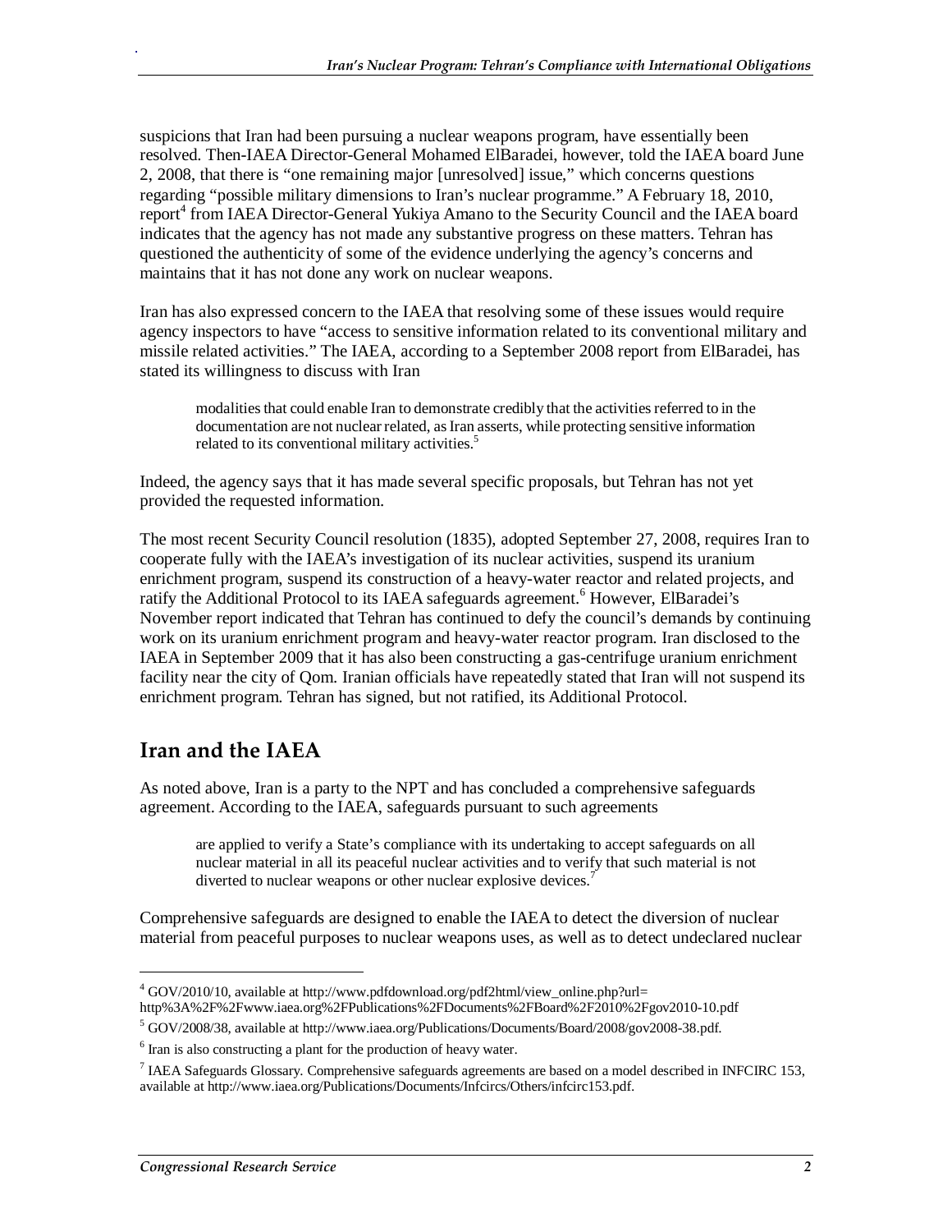suspicions that Iran had been pursuing a nuclear weapons program, have essentially been resolved. Then-IAEA Director-General Mohamed ElBaradei, however, told the IAEA board June 2, 2008, that there is "one remaining major [unresolved] issue," which concerns questions regarding "possible military dimensions to Iran's nuclear programme." A February 18, 2010, report[4] from IAEA Director-General Yukiya Amano to the Security Council and the IAEA board indicates that the agency has not made any substantive progress on these matters. Tehran has questioned the authenticity of some of the evidence underlying the agency's concerns and maintains that it has not done any work on nuclear weapons.

Iran has also expressed concern to the IAEA that resolving some of these issues would require agency inspectors to have "access to sensitive information related to its conventional military and missile related activities." The IAEA, according to a September 2008 report from ElBaradei, has stated its willingness to discuss with Iran

> modalities that could enable Iran to demonstrate credibly that the activities referred to in the documentation are not nuclear related, as Iran asserts, while protecting sensitive information related to its conventional military activities.[5]

Indeed, the agency says that it has made several specific proposals, but Tehran has not yet provided the requested information.

The most recent Security Council resolution (1835), adopted September 27, 2008, requires Iran to cooperate fully with the IAEA's investigation of its nuclear activities, suspend its uranium enrichment program, suspend its construction of a heavy-water reactor and related projects, and ratify the Additional Protocol to its IAEA safeguards agreement.[6] However, ElBaradei's November report indicated that Tehran has continued to defy the council's demands by continuing work on its uranium enrichment program and heavy-water reactor program. Iran disclosed to the IAEA in September 2009 that it has also been constructing a gas-centrifuge uranium enrichment facility near the city of Qom. Iranian officials have repeatedly stated that Iran will not suspend its enrichment program. Tehran has signed, but not ratified, its Additional Protocol.

## Iran and the IAEA

As noted above, Iran is a party to the NPT and has concluded a comprehensive safeguards agreement. According to the IAEA, safeguards pursuant to such agreements

> are applied to verify a State's compliance with its undertaking to accept safeguards on all nuclear material in all its peaceful nuclear activities and to verify that such material is not diverted to nuclear weapons or other nuclear explosive devices.[7]

Comprehensive safeguards are designed to enable the IAEA to detect the diversion of nuclear material from peaceful purposes to nuclear weapons uses, as well as to detect undeclared nuclear

---

[4] GOV/2010/10, available at http://www.pdfdownload.org/pdf2html/view_online.php?url=http%3A%2F%2Fwww.iaea.org%2FPublications%2FDocuments%2FBoard%2F2010%2Fgov2010-10.pdf

[5] GOV/2008/38, available at http://www.iaea.org/Publications/Documents/Board/2008/gov2008-38.pdf.

[6] Iran is also constructing a plant for the production of heavy water.

[7] IAEA Safeguards Glossary. Comprehensive safeguards agreements are based on a model described in INFCIRC 153, available at http://www.iaea.org/Publications/Documents/Infcircs/Others/infcirc153.pdf.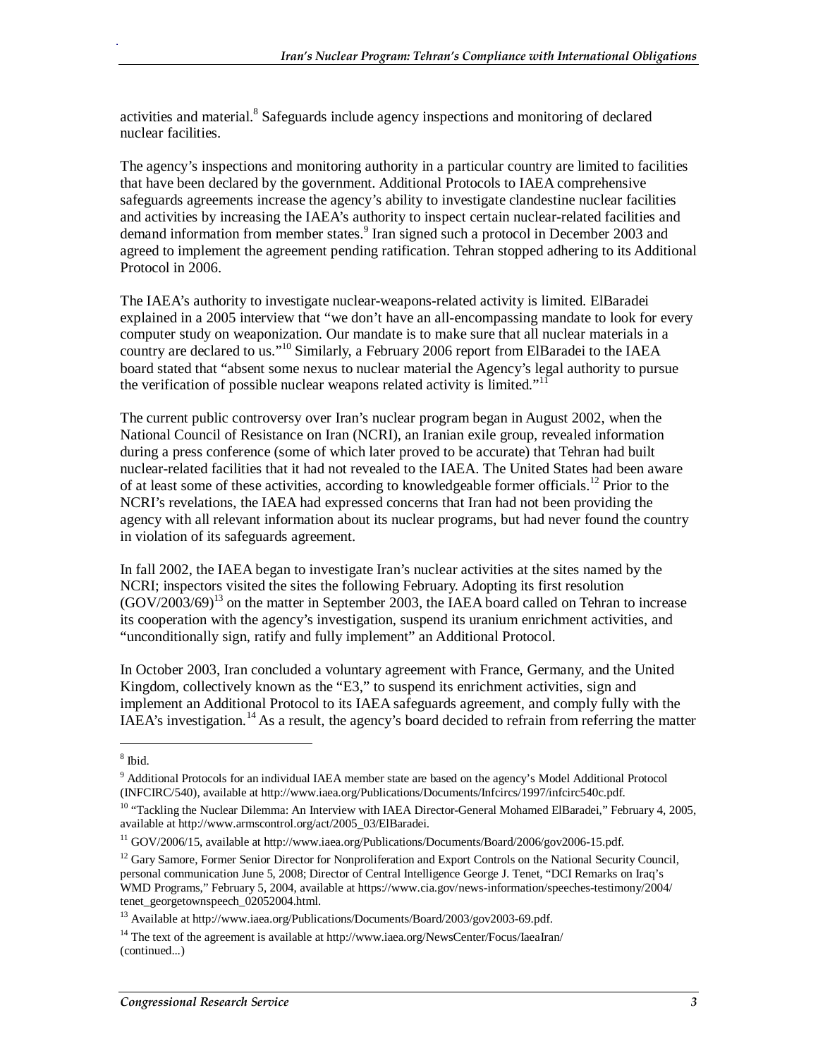activities and material.[8] Safeguards include agency inspections and monitoring of declared nuclear facilities.

The agency's inspections and monitoring authority in a particular country are limited to facilities that have been declared by the government. Additional Protocols to IAEA comprehensive safeguards agreements increase the agency's ability to investigate clandestine nuclear facilities and activities by increasing the IAEA's authority to inspect certain nuclear-related facilities and demand information from member states.[9] Iran signed such a protocol in December 2003 and agreed to implement the agreement pending ratification. Tehran stopped adhering to its Additional Protocol in 2006.

The IAEA's authority to investigate nuclear-weapons-related activity is limited. ElBaradei explained in a 2005 interview that "we don't have an all-encompassing mandate to look for every computer study on weaponization. Our mandate is to make sure that all nuclear materials in a country are declared to us."[10] Similarly, a February 2006 report from ElBaradei to the IAEA board stated that "absent some nexus to nuclear material the Agency's legal authority to pursue the verification of possible nuclear weapons related activity is limited."[11]

The current public controversy over Iran's nuclear program began in August 2002, when the National Council of Resistance on Iran (NCRI), an Iranian exile group, revealed information during a press conference (some of which later proved to be accurate) that Tehran had built nuclear-related facilities that it had not revealed to the IAEA. The United States had been aware of at least some of these activities, according to knowledgeable former officials.[12] Prior to the NCRI's revelations, the IAEA had expressed concerns that Iran had not been providing the agency with all relevant information about its nuclear programs, but had never found the country in violation of its safeguards agreement.

In fall 2002, the IAEA began to investigate Iran's nuclear activities at the sites named by the NCRI; inspectors visited the sites the following February. Adopting its first resolution (GOV/2003/69)[13] on the matter in September 2003, the IAEA board called on Tehran to increase its cooperation with the agency's investigation, suspend its uranium enrichment activities, and "unconditionally sign, ratify and fully implement" an Additional Protocol.

In October 2003, Iran concluded a voluntary agreement with France, Germany, and the United Kingdom, collectively known as the "E3," to suspend its enrichment activities, sign and implement an Additional Protocol to its IAEA safeguards agreement, and comply fully with the IAEA's investigation.[14] As a result, the agency's board decided to refrain from referring the matter

---

[8] Ibid.

[9] Additional Protocols for an individual IAEA member state are based on the agency's Model Additional Protocol (INFCIRC/540), available at http://www.iaea.org/Publications/Documents/Infcircs/1997/infcirc540c.pdf.

[10] "Tackling the Nuclear Dilemma: An Interview with IAEA Director-General Mohamed ElBaradei," February 4, 2005, available at http://www.armscontrol.org/act/2005_03/ElBaradei.

[11] GOV/2006/15, available at http://www.iaea.org/Publications/Documents/Board/2006/gov2006-15.pdf.

[12] Gary Samore, Former Senior Director for Nonproliferation and Export Controls on the National Security Council, personal communication June 5, 2008; Director of Central Intelligence George J. Tenet, "DCI Remarks on Iraq's WMD Programs," February 5, 2004, available at https://www.cia.gov/news-information/speeches-testimony/2004/tenet_georgetownspeech_02052004.html.

[13] Available at http://www.iaea.org/Publications/Documents/Board/2003/gov2003-69.pdf.

[14] The text of the agreement is available at http://www.iaea.org/NewsCenter/Focus/IaeaIran/ (continued...)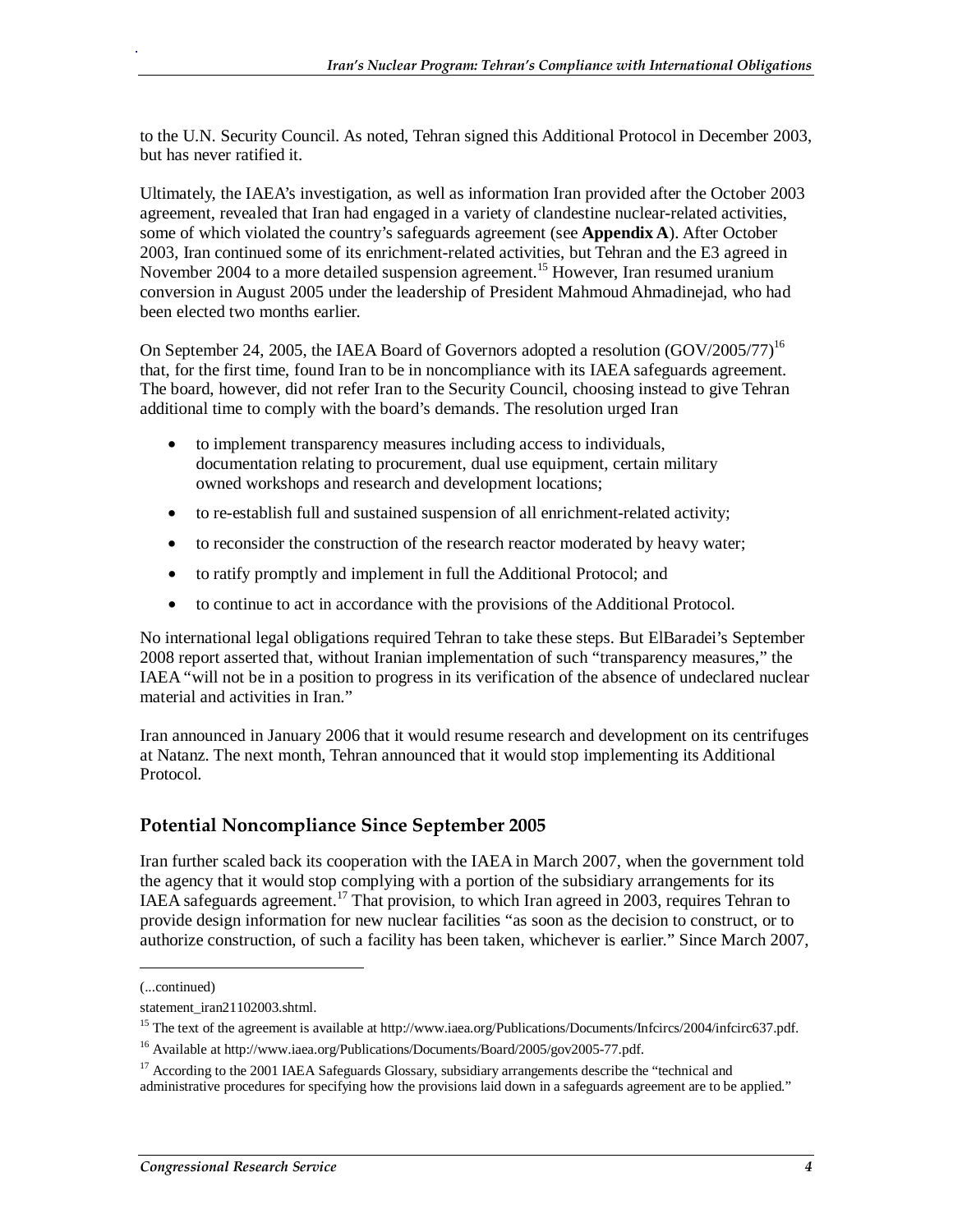to the U.N. Security Council. As noted, Tehran signed this Additional Protocol in December 2003, but has never ratified it.

Ultimately, the IAEA's investigation, as well as information Iran provided after the October 2003 agreement, revealed that Iran had engaged in a variety of clandestine nuclear-related activities, some of which violated the country's safeguards agreement (see **Appendix A**). After October 2003, Iran continued some of its enrichment-related activities, but Tehran and the E3 agreed in November 2004 to a more detailed suspension agreement.[15] However, Iran resumed uranium conversion in August 2005 under the leadership of President Mahmoud Ahmadinejad, who had been elected two months earlier.

On September 24, 2005, the IAEA Board of Governors adopted a resolution (GOV/2005/77)[16] that, for the first time, found Iran to be in noncompliance with its IAEA safeguards agreement. The board, however, did not refer Iran to the Security Council, choosing instead to give Tehran additional time to comply with the board's demands. The resolution urged Iran

- to implement transparency measures including access to individuals, documentation relating to procurement, dual use equipment, certain military owned workshops and research and development locations;
- to re-establish full and sustained suspension of all enrichment-related activity;
- to reconsider the construction of the research reactor moderated by heavy water;
- to ratify promptly and implement in full the Additional Protocol; and
- to continue to act in accordance with the provisions of the Additional Protocol.

No international legal obligations required Tehran to take these steps. But ElBaradei's September 2008 report asserted that, without Iranian implementation of such "transparency measures," the IAEA "will not be in a position to progress in its verification of the absence of undeclared nuclear material and activities in Iran."

Iran announced in January 2006 that it would resume research and development on its centrifuges at Natanz. The next month, Tehran announced that it would stop implementing its Additional Protocol.

## Potential Noncompliance Since September 2005

Iran further scaled back its cooperation with the IAEA in March 2007, when the government told the agency that it would stop complying with a portion of the subsidiary arrangements for its IAEA safeguards agreement.[17] That provision, to which Iran agreed in 2003, requires Tehran to provide design information for new nuclear facilities "as soon as the decision to construct, or to authorize construction, of such a facility has been taken, whichever is earlier." Since March 2007,

---

(...continued)

statement_iran21102003.shtml.

[15] The text of the agreement is available at http://www.iaea.org/Publications/Documents/Infcircs/2004/infcirc637.pdf.

[16] Available at http://www.iaea.org/Publications/Documents/Board/2005/gov2005-77.pdf.

[17] According to the 2001 IAEA Safeguards Glossary, subsidiary arrangements describe the "technical and administrative procedures for specifying how the provisions laid down in a safeguards agreement are to be applied."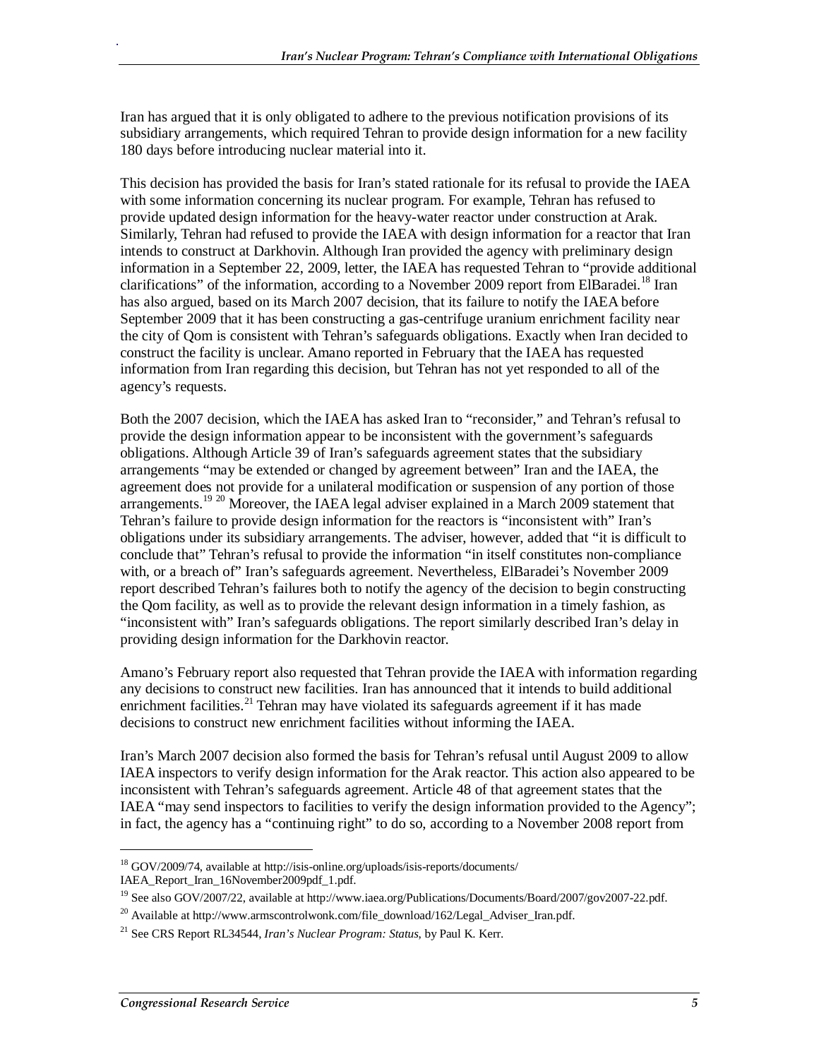Iran has argued that it is only obligated to adhere to the previous notification provisions of its subsidiary arrangements, which required Tehran to provide design information for a new facility 180 days before introducing nuclear material into it.

This decision has provided the basis for Iran's stated rationale for its refusal to provide the IAEA with some information concerning its nuclear program. For example, Tehran has refused to provide updated design information for the heavy-water reactor under construction at Arak. Similarly, Tehran had refused to provide the IAEA with design information for a reactor that Iran intends to construct at Darkhovin. Although Iran provided the agency with preliminary design information in a September 22, 2009, letter, the IAEA has requested Tehran to "provide additional clarifications" of the information, according to a November 2009 report from ElBaradei.[18] Iran has also argued, based on its March 2007 decision, that its failure to notify the IAEA before September 2009 that it has been constructing a gas-centrifuge uranium enrichment facility near the city of Qom is consistent with Tehran's safeguards obligations. Exactly when Iran decided to construct the facility is unclear. Amano reported in February that the IAEA has requested information from Iran regarding this decision, but Tehran has not yet responded to all of the agency's requests.

Both the 2007 decision, which the IAEA has asked Iran to "reconsider," and Tehran's refusal to provide the design information appear to be inconsistent with the government's safeguards obligations. Although Article 39 of Iran's safeguards agreement states that the subsidiary arrangements "may be extended or changed by agreement between" Iran and the IAEA, the agreement does not provide for a unilateral modification or suspension of any portion of those arrangements.[19] [20] Moreover, the IAEA legal adviser explained in a March 2009 statement that Tehran's failure to provide design information for the reactors is "inconsistent with" Iran's obligations under its subsidiary arrangements. The adviser, however, added that "it is difficult to conclude that" Tehran's refusal to provide the information "in itself constitutes non-compliance with, or a breach of" Iran's safeguards agreement. Nevertheless, ElBaradei's November 2009 report described Tehran's failures both to notify the agency of the decision to begin constructing the Qom facility, as well as to provide the relevant design information in a timely fashion, as "inconsistent with" Iran's safeguards obligations. The report similarly described Iran's delay in providing design information for the Darkhovin reactor.

Amano's February report also requested that Tehran provide the IAEA with information regarding any decisions to construct new facilities. Iran has announced that it intends to build additional enrichment facilities.[21] Tehran may have violated its safeguards agreement if it has made decisions to construct new enrichment facilities without informing the IAEA.

Iran's March 2007 decision also formed the basis for Tehran's refusal until August 2009 to allow IAEA inspectors to verify design information for the Arak reactor. This action also appeared to be inconsistent with Tehran's safeguards agreement. Article 48 of that agreement states that the IAEA "may send inspectors to facilities to verify the design information provided to the Agency"; in fact, the agency has a "continuing right" to do so, according to a November 2008 report from

---

[18] GOV/2009/74, available at http://isis-online.org/uploads/isis-reports/documents/IAEA_Report_Iran_16November2009pdf_1.pdf.

[19] See also GOV/2007/22, available at http://www.iaea.org/Publications/Documents/Board/2007/gov2007-22.pdf.

[20] Available at http://www.armscontrolwonk.com/file_download/162/Legal_Adviser_Iran.pdf.

[21] See CRS Report RL34544, *Iran's Nuclear Program: Status*, by Paul K. Kerr.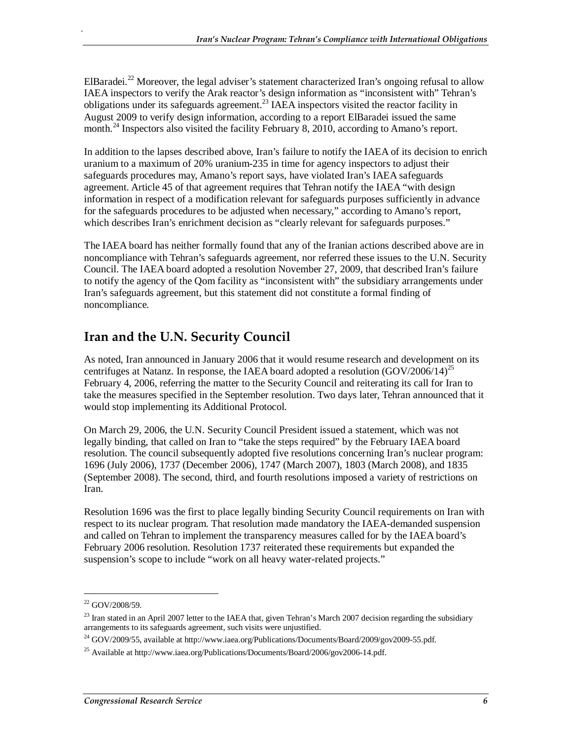ElBaradei.[22] Moreover, the legal adviser's statement characterized Iran's ongoing refusal to allow IAEA inspectors to verify the Arak reactor's design information as "inconsistent with" Tehran's obligations under its safeguards agreement.[23] IAEA inspectors visited the reactor facility in August 2009 to verify design information, according to a report ElBaradei issued the same month.[24] Inspectors also visited the facility February 8, 2010, according to Amano's report.

In addition to the lapses described above, Iran's failure to notify the IAEA of its decision to enrich uranium to a maximum of 20% uranium-235 in time for agency inspectors to adjust their safeguards procedures may, Amano's report says, have violated Iran's IAEA safeguards agreement. Article 45 of that agreement requires that Tehran notify the IAEA "with design information in respect of a modification relevant for safeguards purposes sufficiently in advance for the safeguards procedures to be adjusted when necessary," according to Amano's report, which describes Iran's enrichment decision as "clearly relevant for safeguards purposes."

The IAEA board has neither formally found that any of the Iranian actions described above are in noncompliance with Tehran's safeguards agreement, nor referred these issues to the U.N. Security Council. The IAEA board adopted a resolution November 27, 2009, that described Iran's failure to notify the agency of the Qom facility as "inconsistent with" the subsidiary arrangements under Iran's safeguards agreement, but this statement did not constitute a formal finding of noncompliance.

## Iran and the U.N. Security Council

As noted, Iran announced in January 2006 that it would resume research and development on its centrifuges at Natanz. In response, the IAEA board adopted a resolution (GOV/2006/14)[25] February 4, 2006, referring the matter to the Security Council and reiterating its call for Iran to take the measures specified in the September resolution. Two days later, Tehran announced that it would stop implementing its Additional Protocol.

On March 29, 2006, the U.N. Security Council President issued a statement, which was not legally binding, that called on Iran to "take the steps required" by the February IAEA board resolution. The council subsequently adopted five resolutions concerning Iran's nuclear program: 1696 (July 2006), 1737 (December 2006), 1747 (March 2007), 1803 (March 2008), and 1835 (September 2008). The second, third, and fourth resolutions imposed a variety of restrictions on Iran.

Resolution 1696 was the first to place legally binding Security Council requirements on Iran with respect to its nuclear program. That resolution made mandatory the IAEA-demanded suspension and called on Tehran to implement the transparency measures called for by the IAEA board's February 2006 resolution. Resolution 1737 reiterated these requirements but expanded the suspension's scope to include "work on all heavy water-related projects."

---

[22] GOV/2008/59.

[23] Iran stated in an April 2007 letter to the IAEA that, given Tehran's March 2007 decision regarding the subsidiary arrangements to its safeguards agreement, such visits were unjustified.

[24] GOV/2009/55, available at http://www.iaea.org/Publications/Documents/Board/2009/gov2009-55.pdf.

[25] Available at http://www.iaea.org/Publications/Documents/Board/2006/gov2006-14.pdf.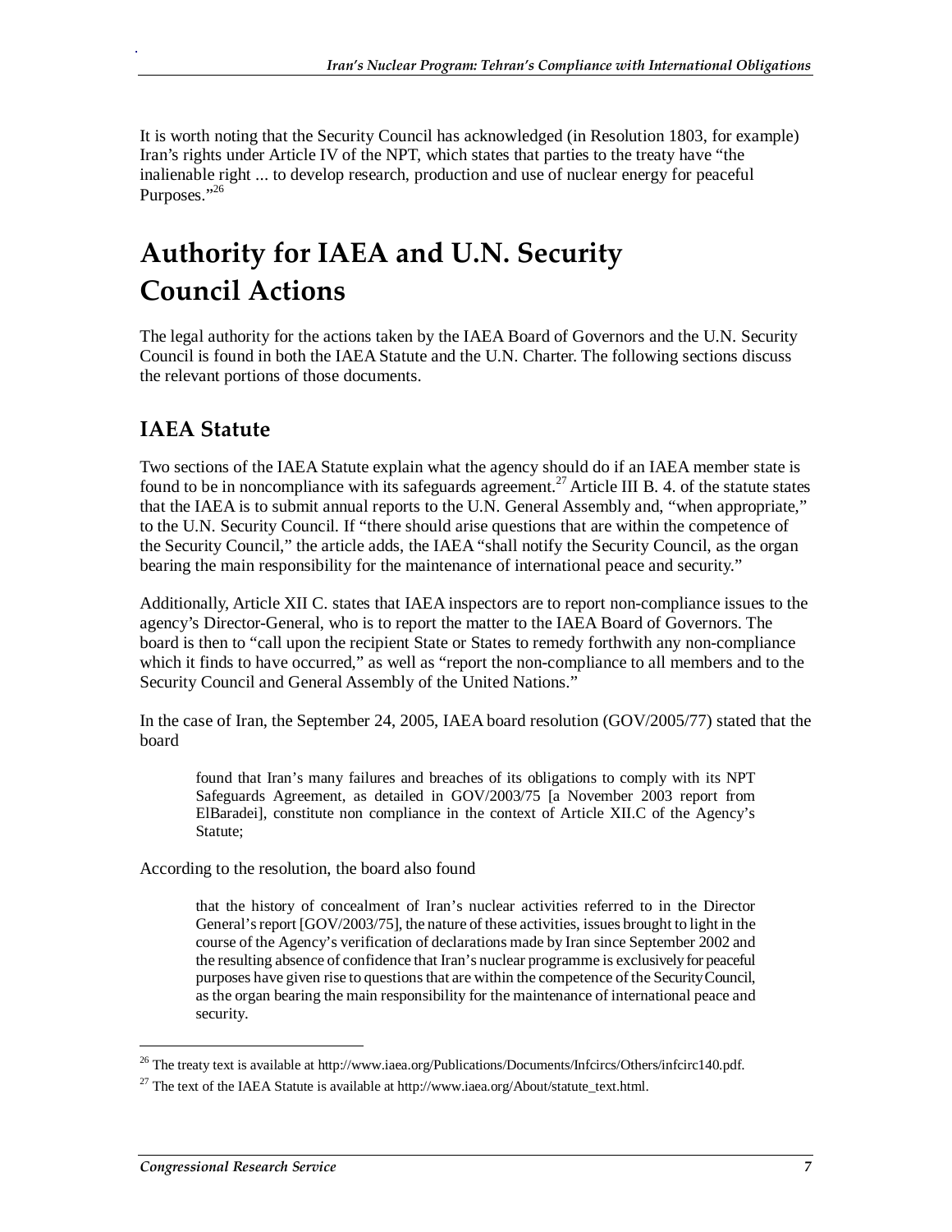It is worth noting that the Security Council has acknowledged (in Resolution 1803, for example) Iran's rights under Article IV of the NPT, which states that parties to the treaty have "the inalienable right ... to develop research, production and use of nuclear energy for peaceful Purposes."[26]

# Authority for IAEA and U.N. Security Council Actions

The legal authority for the actions taken by the IAEA Board of Governors and the U.N. Security Council is found in both the IAEA Statute and the U.N. Charter. The following sections discuss the relevant portions of those documents.

## IAEA Statute

Two sections of the IAEA Statute explain what the agency should do if an IAEA member state is found to be in noncompliance with its safeguards agreement.[27] Article III B. 4. of the statute states that the IAEA is to submit annual reports to the U.N. General Assembly and, "when appropriate," to the U.N. Security Council. If "there should arise questions that are within the competence of the Security Council," the article adds, the IAEA "shall notify the Security Council, as the organ bearing the main responsibility for the maintenance of international peace and security."

Additionally, Article XII C. states that IAEA inspectors are to report non-compliance issues to the agency's Director-General, who is to report the matter to the IAEA Board of Governors. The board is then to "call upon the recipient State or States to remedy forthwith any non-compliance which it finds to have occurred," as well as "report the non-compliance to all members and to the Security Council and General Assembly of the United Nations."

In the case of Iran, the September 24, 2005, IAEA board resolution (GOV/2005/77) stated that the board

> found that Iran's many failures and breaches of its obligations to comply with its NPT Safeguards Agreement, as detailed in GOV/2003/75 [a November 2003 report from ElBaradei], constitute non compliance in the context of Article XII.C of the Agency's Statute;

According to the resolution, the board also found

> that the history of concealment of Iran's nuclear activities referred to in the Director General's report [GOV/2003/75], the nature of these activities, issues brought to light in the course of the Agency's verification of declarations made by Iran since September 2002 and the resulting absence of confidence that Iran's nuclear programme is exclusively for peaceful purposes have given rise to questions that are within the competence of the Security Council, as the organ bearing the main responsibility for the maintenance of international peace and security.

---

[26] The treaty text is available at http://www.iaea.org/Publications/Documents/Infcircs/Others/infcirc140.pdf.

[27] The text of the IAEA Statute is available at http://www.iaea.org/About/statute_text.html.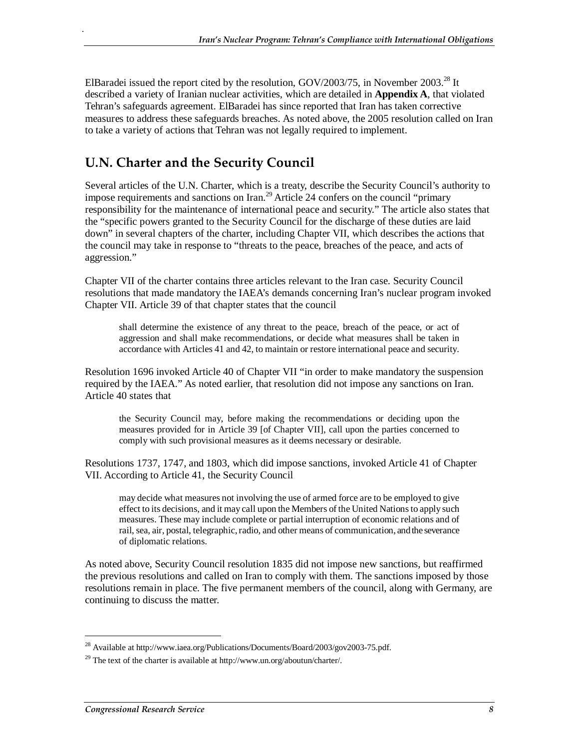ElBaradei issued the report cited by the resolution, GOV/2003/75, in November 2003.[28] It described a variety of Iranian nuclear activities, which are detailed in **Appendix A**, that violated Tehran's safeguards agreement. ElBaradei has since reported that Iran has taken corrective measures to address these safeguards breaches. As noted above, the 2005 resolution called on Iran to take a variety of actions that Tehran was not legally required to implement.

## U.N. Charter and the Security Council

Several articles of the U.N. Charter, which is a treaty, describe the Security Council's authority to impose requirements and sanctions on Iran.[29] Article 24 confers on the council "primary responsibility for the maintenance of international peace and security." The article also states that the "specific powers granted to the Security Council for the discharge of these duties are laid down" in several chapters of the charter, including Chapter VII, which describes the actions that the council may take in response to "threats to the peace, breaches of the peace, and acts of aggression."

Chapter VII of the charter contains three articles relevant to the Iran case. Security Council resolutions that made mandatory the IAEA's demands concerning Iran's nuclear program invoked Chapter VII. Article 39 of that chapter states that the council

> shall determine the existence of any threat to the peace, breach of the peace, or act of aggression and shall make recommendations, or decide what measures shall be taken in accordance with Articles 41 and 42, to maintain or restore international peace and security.

Resolution 1696 invoked Article 40 of Chapter VII "in order to make mandatory the suspension required by the IAEA." As noted earlier, that resolution did not impose any sanctions on Iran. Article 40 states that

> the Security Council may, before making the recommendations or deciding upon the measures provided for in Article 39 [of Chapter VII], call upon the parties concerned to comply with such provisional measures as it deems necessary or desirable.

Resolutions 1737, 1747, and 1803, which did impose sanctions, invoked Article 41 of Chapter VII. According to Article 41, the Security Council

> may decide what measures not involving the use of armed force are to be employed to give effect to its decisions, and it may call upon the Members of the United Nations to apply such measures. These may include complete or partial interruption of economic relations and of rail, sea, air, postal, telegraphic, radio, and other means of communication, and the severance of diplomatic relations.

As noted above, Security Council resolution 1835 did not impose new sanctions, but reaffirmed the previous resolutions and called on Iran to comply with them. The sanctions imposed by those resolutions remain in place. The five permanent members of the council, along with Germany, are continuing to discuss the matter.

---

[28] Available at http://www.iaea.org/Publications/Documents/Board/2003/gov2003-75.pdf.

[29] The text of the charter is available at http://www.un.org/aboutun/charter/.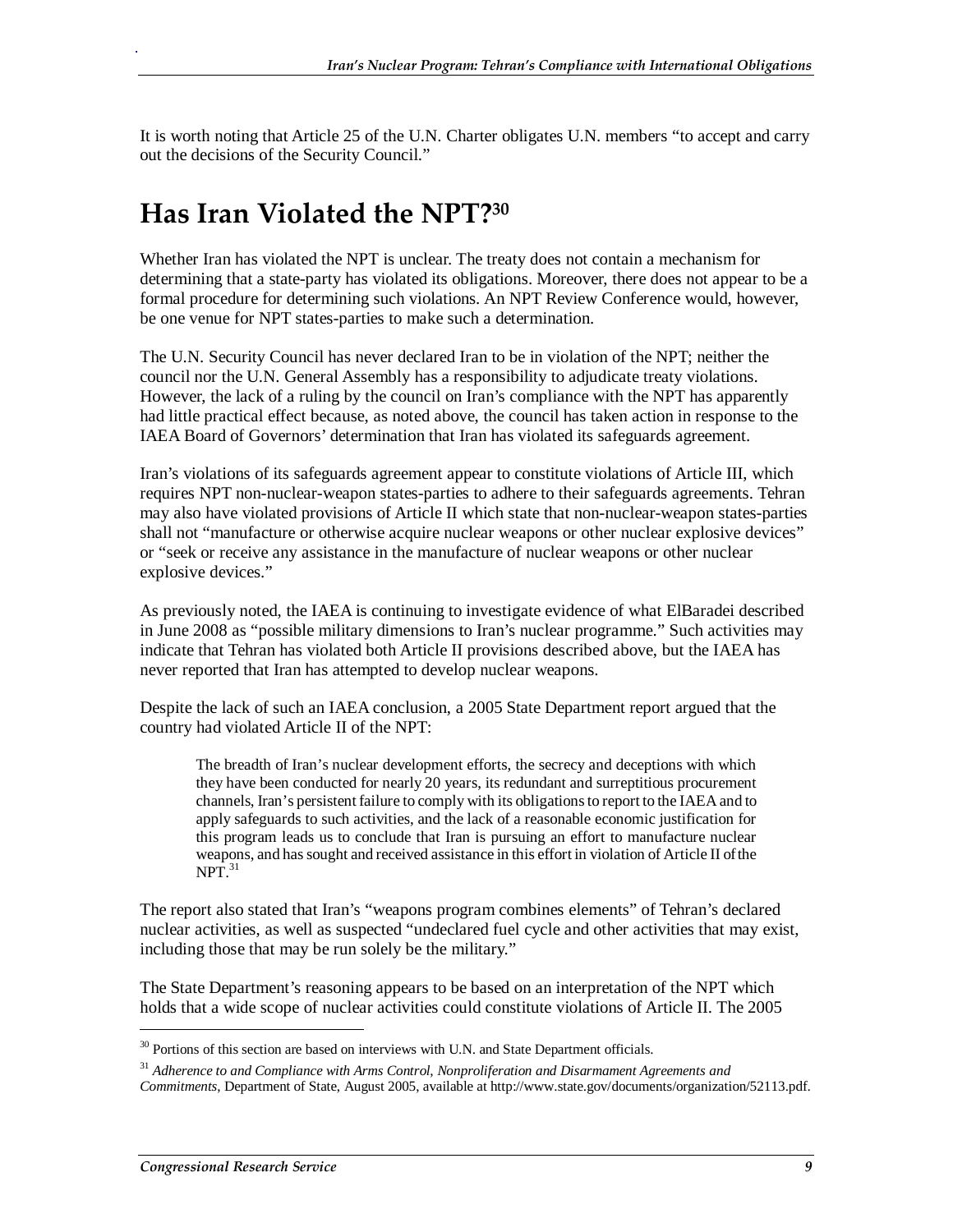It is worth noting that Article 25 of the U.N. Charter obligates U.N. members "to accept and carry out the decisions of the Security Council."

# Has Iran Violated the NPT?[30]

Whether Iran has violated the NPT is unclear. The treaty does not contain a mechanism for determining that a state-party has violated its obligations. Moreover, there does not appear to be a formal procedure for determining such violations. An NPT Review Conference would, however, be one venue for NPT states-parties to make such a determination.

The U.N. Security Council has never declared Iran to be in violation of the NPT; neither the council nor the U.N. General Assembly has a responsibility to adjudicate treaty violations. However, the lack of a ruling by the council on Iran's compliance with the NPT has apparently had little practical effect because, as noted above, the council has taken action in response to the IAEA Board of Governors' determination that Iran has violated its safeguards agreement.

Iran's violations of its safeguards agreement appear to constitute violations of Article III, which requires NPT non-nuclear-weapon states-parties to adhere to their safeguards agreements. Tehran may also have violated provisions of Article II which state that non-nuclear-weapon states-parties shall not "manufacture or otherwise acquire nuclear weapons or other nuclear explosive devices" or "seek or receive any assistance in the manufacture of nuclear weapons or other nuclear explosive devices."

As previously noted, the IAEA is continuing to investigate evidence of what ElBaradei described in June 2008 as "possible military dimensions to Iran's nuclear programme." Such activities may indicate that Tehran has violated both Article II provisions described above, but the IAEA has never reported that Iran has attempted to develop nuclear weapons.

Despite the lack of such an IAEA conclusion, a 2005 State Department report argued that the country had violated Article II of the NPT:

> The breadth of Iran's nuclear development efforts, the secrecy and deceptions with which they have been conducted for nearly 20 years, its redundant and surreptitious procurement channels, Iran's persistent failure to comply with its obligations to report to the IAEA and to apply safeguards to such activities, and the lack of a reasonable economic justification for this program leads us to conclude that Iran is pursuing an effort to manufacture nuclear weapons, and has sought and received assistance in this effort in violation of Article II of the NPT.[31]

The report also stated that Iran's "weapons program combines elements" of Tehran's declared nuclear activities, as well as suspected "undeclared fuel cycle and other activities that may exist, including those that may be run solely be the military."

The State Department's reasoning appears to be based on an interpretation of the NPT which holds that a wide scope of nuclear activities could constitute violations of Article II. The 2005

---

[30] Portions of this section are based on interviews with U.N. and State Department officials.

[31] *Adherence to and Compliance with Arms Control, Nonproliferation and Disarmament Agreements and Commitments,* Department of State, August 2005, available at http://www.state.gov/documents/organization/52113.pdf.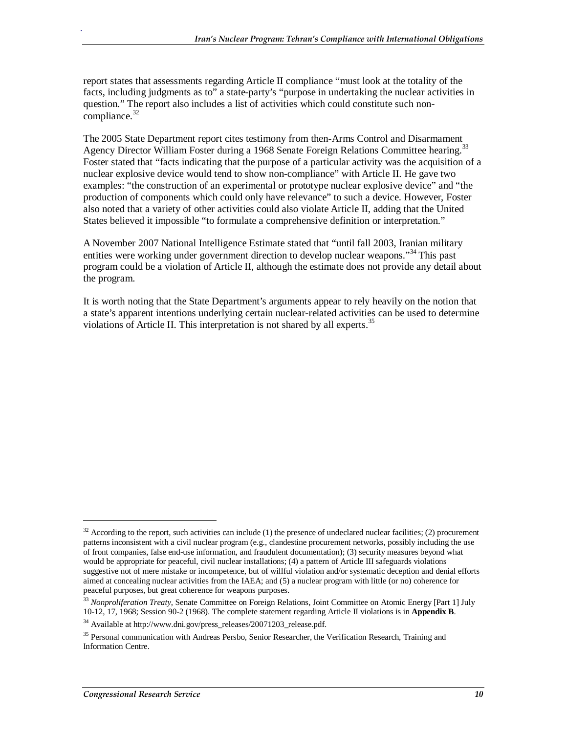report states that assessments regarding Article II compliance "must look at the totality of the facts, including judgments as to" a state-party's "purpose in undertaking the nuclear activities in question." The report also includes a list of activities which could constitute such non-compliance.[32]

The 2005 State Department report cites testimony from then-Arms Control and Disarmament Agency Director William Foster during a 1968 Senate Foreign Relations Committee hearing.[33] Foster stated that "facts indicating that the purpose of a particular activity was the acquisition of a nuclear explosive device would tend to show non-compliance" with Article II. He gave two examples: "the construction of an experimental or prototype nuclear explosive device" and "the production of components which could only have relevance" to such a device. However, Foster also noted that a variety of other activities could also violate Article II, adding that the United States believed it impossible "to formulate a comprehensive definition or interpretation."

A November 2007 National Intelligence Estimate stated that "until fall 2003, Iranian military entities were working under government direction to develop nuclear weapons."[34] This past program could be a violation of Article II, although the estimate does not provide any detail about the program.

It is worth noting that the State Department's arguments appear to rely heavily on the notion that a state's apparent intentions underlying certain nuclear-related activities can be used to determine violations of Article II. This interpretation is not shared by all experts.[35]

---

[32] According to the report, such activities can include (1) the presence of undeclared nuclear facilities; (2) procurement patterns inconsistent with a civil nuclear program (e.g., clandestine procurement networks, possibly including the use of front companies, false end-use information, and fraudulent documentation); (3) security measures beyond what would be appropriate for peaceful, civil nuclear installations; (4) a pattern of Article III safeguards violations suggestive not of mere mistake or incompetence, but of willful violation and/or systematic deception and denial efforts aimed at concealing nuclear activities from the IAEA; and (5) a nuclear program with little (or no) coherence for peaceful purposes, but great coherence for weapons purposes.

[33] *Nonproliferation Treaty*, Senate Committee on Foreign Relations, Joint Committee on Atomic Energy [Part 1] July 10-12, 17, 1968; Session 90-2 (1968). The complete statement regarding Article II violations is in **Appendix B**.

[34] Available at http://www.dni.gov/press_releases/20071203_release.pdf.

[35] Personal communication with Andreas Persbo, Senior Researcher, the Verification Research, Training and Information Centre.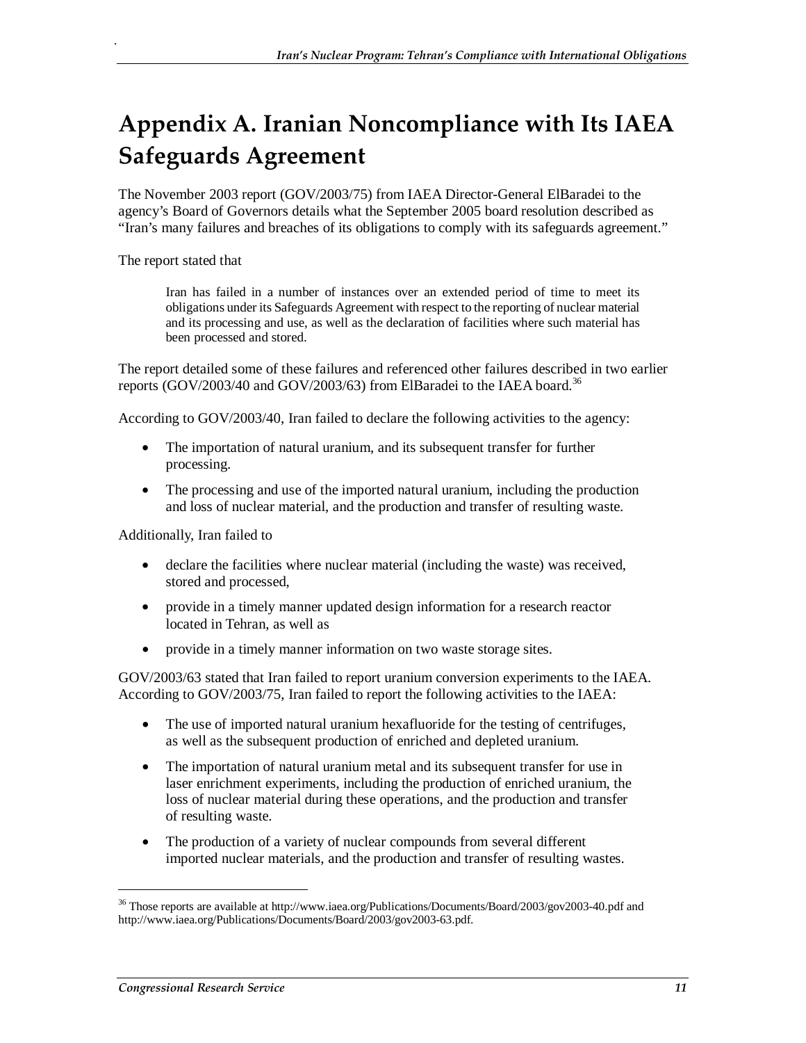# Appendix A. Iranian Noncompliance with Its IAEA Safeguards Agreement

The November 2003 report (GOV/2003/75) from IAEA Director-General ElBaradei to the agency's Board of Governors details what the September 2005 board resolution described as "Iran's many failures and breaches of its obligations to comply with its safeguards agreement."

The report stated that

> Iran has failed in a number of instances over an extended period of time to meet its obligations under its Safeguards Agreement with respect to the reporting of nuclear material and its processing and use, as well as the declaration of facilities where such material has been processed and stored.

The report detailed some of these failures and referenced other failures described in two earlier reports (GOV/2003/40 and GOV/2003/63) from ElBaradei to the IAEA board.[36]

According to GOV/2003/40, Iran failed to declare the following activities to the agency:

- The importation of natural uranium, and its subsequent transfer for further processing.
- The processing and use of the imported natural uranium, including the production and loss of nuclear material, and the production and transfer of resulting waste.

Additionally, Iran failed to

- declare the facilities where nuclear material (including the waste) was received, stored and processed,
- provide in a timely manner updated design information for a research reactor located in Tehran, as well as
- provide in a timely manner information on two waste storage sites.

GOV/2003/63 stated that Iran failed to report uranium conversion experiments to the IAEA. According to GOV/2003/75, Iran failed to report the following activities to the IAEA:

- The use of imported natural uranium hexafluoride for the testing of centrifuges, as well as the subsequent production of enriched and depleted uranium.
- The importation of natural uranium metal and its subsequent transfer for use in laser enrichment experiments, including the production of enriched uranium, the loss of nuclear material during these operations, and the production and transfer of resulting waste.
- The production of a variety of nuclear compounds from several different imported nuclear materials, and the production and transfer of resulting wastes.

---

[36] Those reports are available at http://www.iaea.org/Publications/Documents/Board/2003/gov2003-40.pdf and http://www.iaea.org/Publications/Documents/Board/2003/gov2003-63.pdf.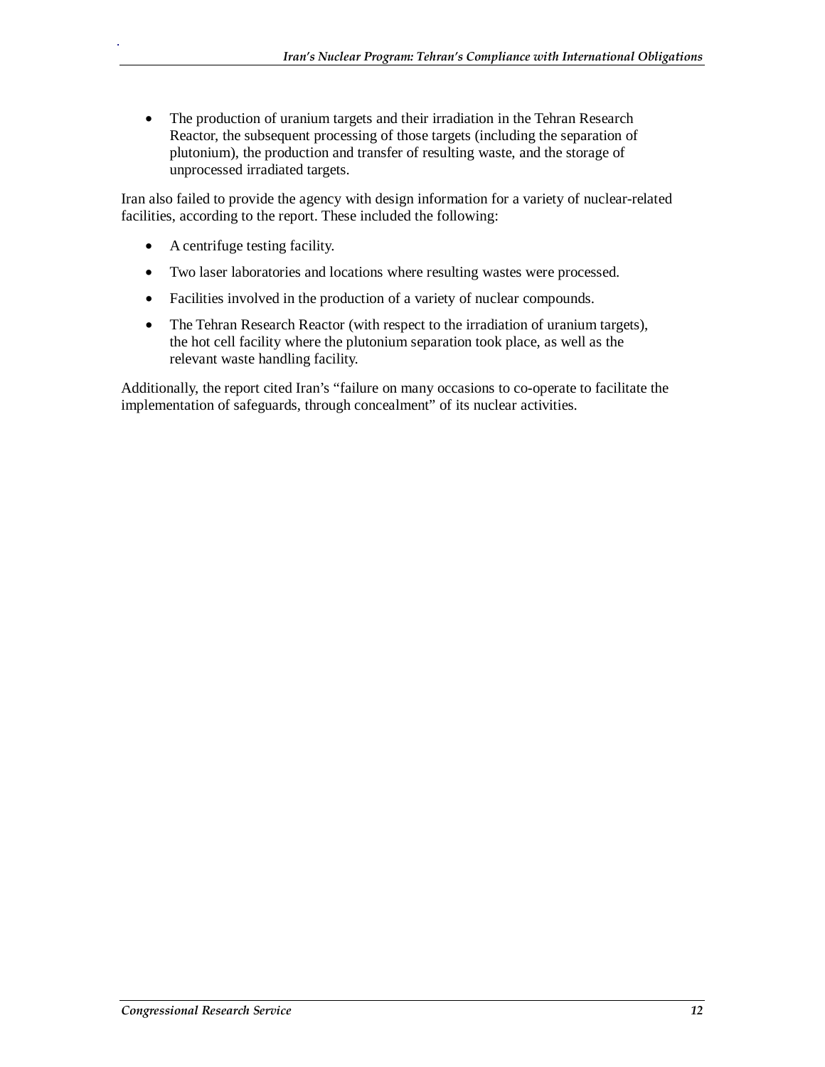- The production of uranium targets and their irradiation in the Tehran Research Reactor, the subsequent processing of those targets (including the separation of plutonium), the production and transfer of resulting waste, and the storage of unprocessed irradiated targets.

Iran also failed to provide the agency with design information for a variety of nuclear-related facilities, according to the report. These included the following:

- A centrifuge testing facility.
- Two laser laboratories and locations where resulting wastes were processed.
- Facilities involved in the production of a variety of nuclear compounds.
- The Tehran Research Reactor (with respect to the irradiation of uranium targets), the hot cell facility where the plutonium separation took place, as well as the relevant waste handling facility.

Additionally, the report cited Iran's "failure on many occasions to co-operate to facilitate the implementation of safeguards, through concealment" of its nuclear activities.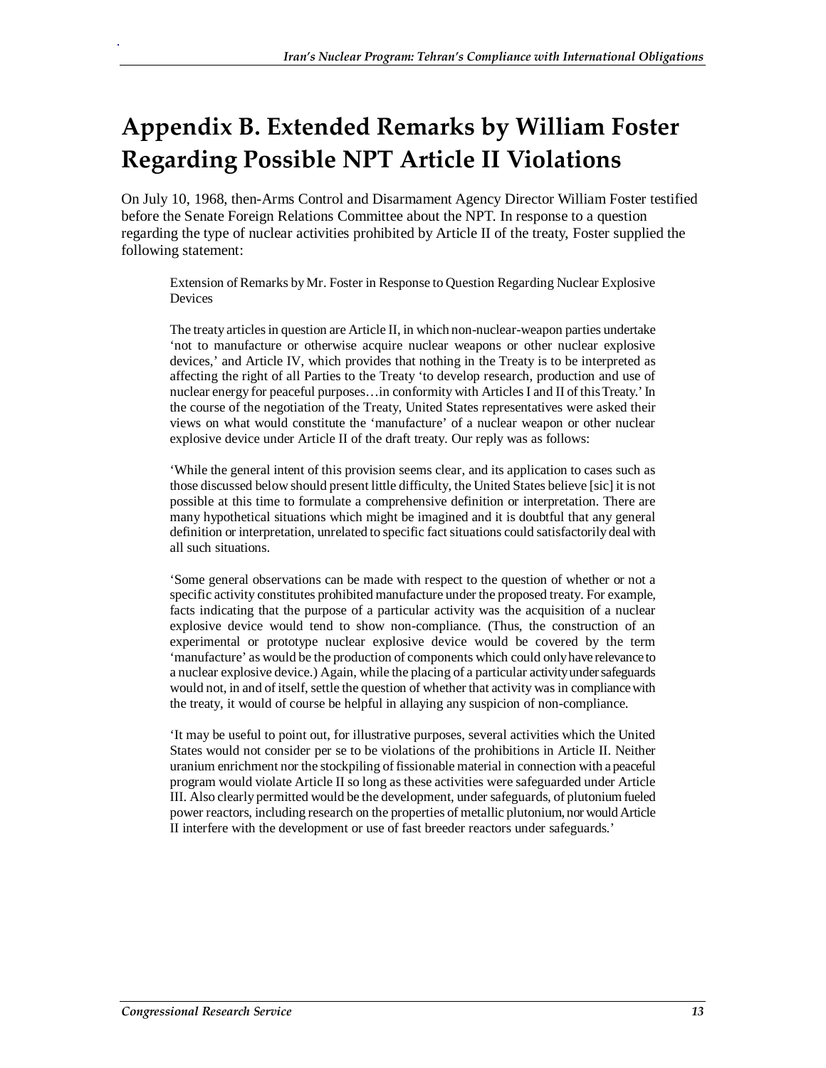# Appendix B. Extended Remarks by William Foster Regarding Possible NPT Article II Violations

On July 10, 1968, then-Arms Control and Disarmament Agency Director William Foster testified before the Senate Foreign Relations Committee about the NPT. In response to a question regarding the type of nuclear activities prohibited by Article II of the treaty, Foster supplied the following statement:

> Extension of Remarks by Mr. Foster in Response to Question Regarding Nuclear Explosive Devices
>
> The treaty articles in question are Article II, in which non-nuclear-weapon parties undertake 'not to manufacture or otherwise acquire nuclear weapons or other nuclear explosive devices,' and Article IV, which provides that nothing in the Treaty is to be interpreted as affecting the right of all Parties to the Treaty 'to develop research, production and use of nuclear energy for peaceful purposes…in conformity with Articles I and II of this Treaty.' In the course of the negotiation of the Treaty, United States representatives were asked their views on what would constitute the 'manufacture' of a nuclear weapon or other nuclear explosive device under Article II of the draft treaty. Our reply was as follows:
>
> 'While the general intent of this provision seems clear, and its application to cases such as those discussed below should present little difficulty, the United States believe [sic] it is not possible at this time to formulate a comprehensive definition or interpretation. There are many hypothetical situations which might be imagined and it is doubtful that any general definition or interpretation, unrelated to specific fact situations could satisfactorily deal with all such situations.
>
> 'Some general observations can be made with respect to the question of whether or not a specific activity constitutes prohibited manufacture under the proposed treaty. For example, facts indicating that the purpose of a particular activity was the acquisition of a nuclear explosive device would tend to show non-compliance. (Thus, the construction of an experimental or prototype nuclear explosive device would be covered by the term 'manufacture' as would be the production of components which could only have relevance to a nuclear explosive device.) Again, while the placing of a particular activity under safeguards would not, in and of itself, settle the question of whether that activity was in compliance with the treaty, it would of course be helpful in allaying any suspicion of non-compliance.
>
> 'It may be useful to point out, for illustrative purposes, several activities which the United States would not consider per se to be violations of the prohibitions in Article II. Neither uranium enrichment nor the stockpiling of fissionable material in connection with a peaceful program would violate Article II so long as these activities were safeguarded under Article III. Also clearly permitted would be the development, under safeguards, of plutonium fueled power reactors, including research on the properties of metallic plutonium, nor would Article II interfere with the development or use of fast breeder reactors under safeguards.'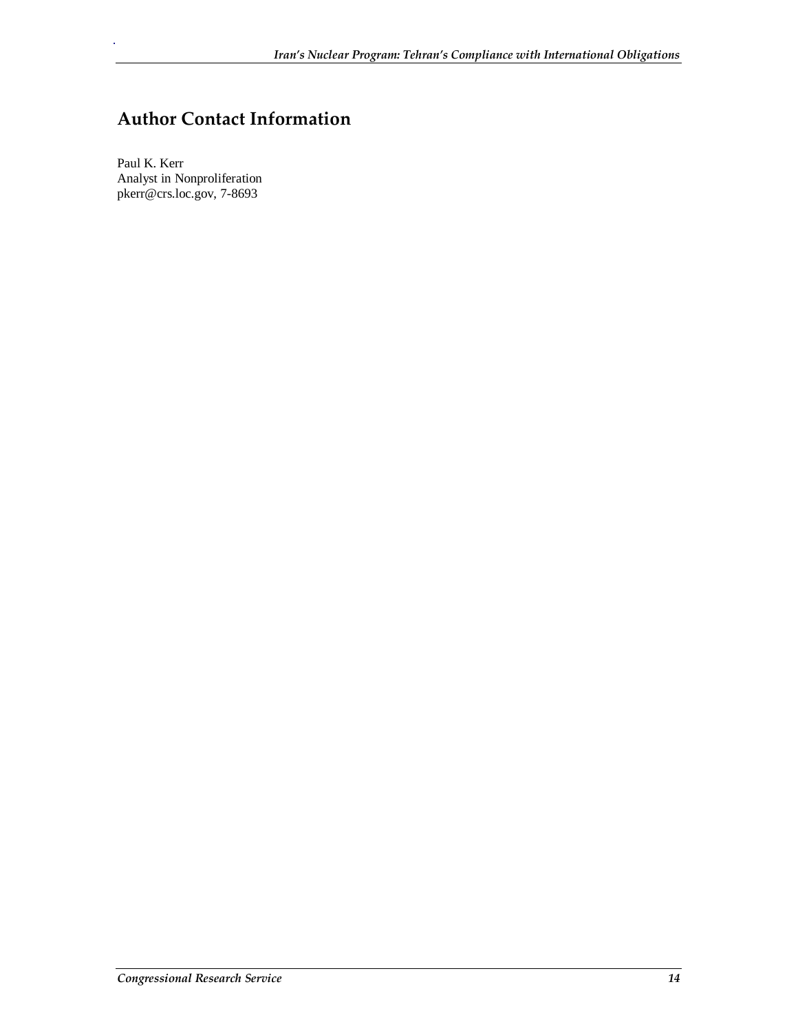## Author Contact Information

Paul K. Kerr
Analyst in Nonproliferation
pkerr@crs.loc.gov, 7-8693